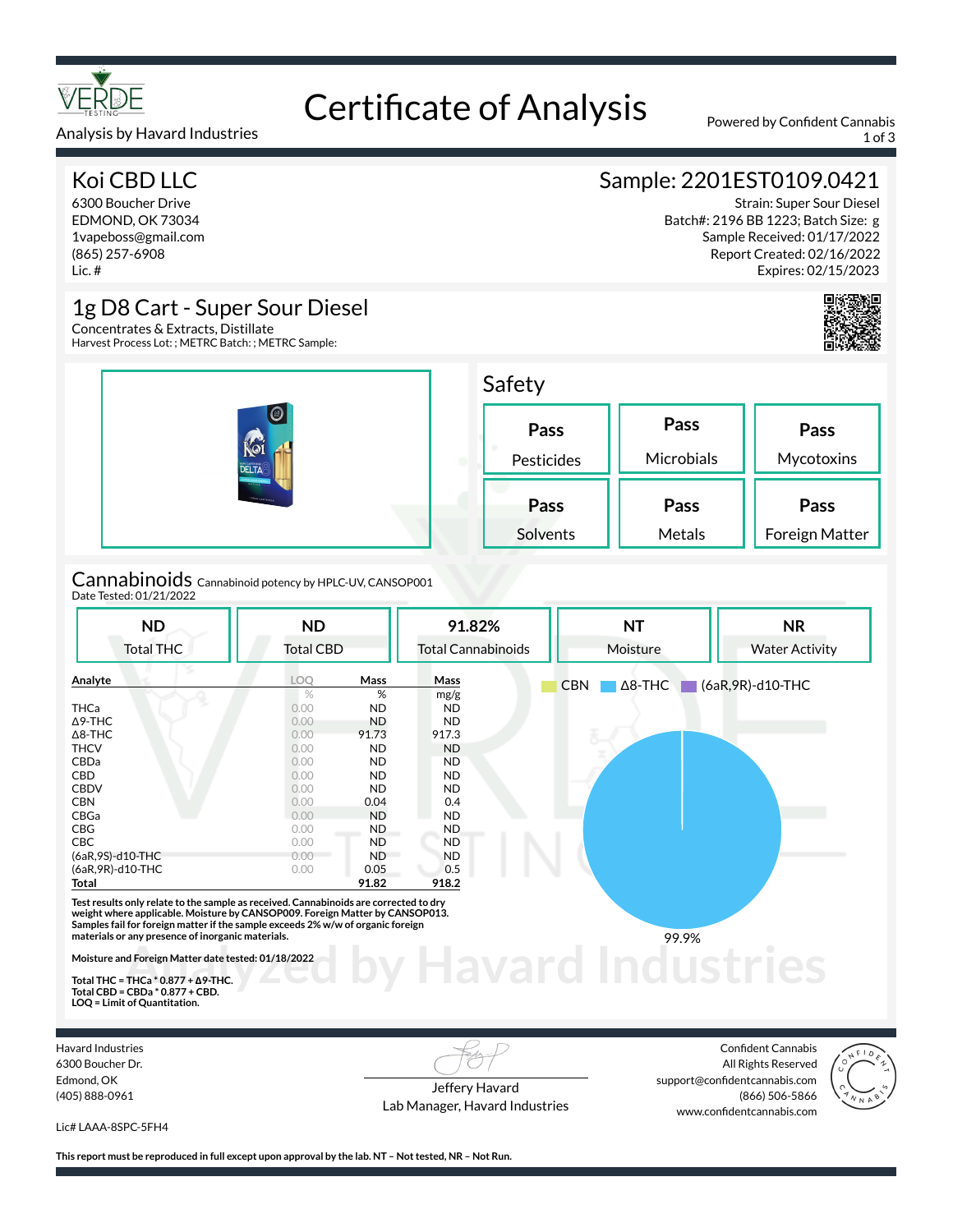# Certificate of Analysis

Analysis by Havard Industries

Powered by Confident Cannabis

## Koi CBD LLC

6300 Boucher Drive
EDMOND, OK 73034
1vapeboss@gmail.com
(865) 257-6908
Lic. #

## Sample: 2201EST0109.0421

Strain: Super Sour Diesel
Batch#: 2196 BB 1223; Batch Size: g
Sample Received: 01/17/2022
Report Created: 02/16/2022
Expires: 02/15/2023

## 1g D8 Cart - Super Sour Diesel

Concentrates & Extracts, Distillate
Harvest Process Lot: ; METRC Batch: ; METRC Sample:

## Safety

| Pass | Pass | Pass |
|---|---|---|
| Pesticides | Microbials | Mycotoxins |
| **Pass** | **Pass** | **Pass** |
| Solvents | Metals | Foreign Matter |

## Cannabinoids

Cannabinoid potency by HPLC-UV, CANSOP001
Date Tested: 01/21/2022

| ND | ND | 91.82% | NT | NR |
|---|---|---|---|---|
| Total THC | Total CBD | Total Cannabinoids | Moisture | Water Activity |

| Analyte | LOQ | Mass | Mass |
|---|---|---|---|
| | % | % | mg/g |
| THCa | 0.00 | ND | ND |
| Δ9-THC | 0.00 | ND | ND |
| Δ8-THC | 0.00 | 91.73 | 917.3 |
| THCV | 0.00 | ND | ND |
| CBDa | 0.00 | ND | ND |
| CBD | 0.00 | ND | ND |
| CBDV | 0.00 | ND | ND |
| CBN | 0.00 | 0.04 | 0.4 |
| CBGa | 0.00 | ND | ND |
| CBG | 0.00 | ND | ND |
| CBC | 0.00 | ND | ND |
| (6aR,9S)-d10-THC | 0.00 | ND | ND |
| (6aR,9R)-d10-THC | 0.00 | 0.05 | 0.5 |
| **Total** | | **91.82** | **918.2** |

CBN | Δ8-THC | (6aR,9R)-d10-THC

99.9%

**Test results only relate to the sample as received. Cannabinoids are corrected to dry weight where applicable. Moisture by CANSOP009. Foreign Matter by CANSOP013. Samples fail for foreign matter if the sample exceeds 2% w/w of organic foreign materials or any presence of inorganic materials.**

**Moisture and Foreign Matter date tested: 01/18/2022**

**Total THC = THCa \* 0.877 + Δ9-THC.**
**Total CBD = CBDa \* 0.877 + CBD.**
**LOQ = Limit of Quantitation.**

Havard Industries
6300 Boucher Dr.
Edmond, OK
(405) 888-0961

Lic# LAAA-8SPC-5FH4

Jeffery Havard
Lab Manager, Havard Industries

Confident Cannabis
All Rights Reserved
support@confidentcannabis.com
(866) 506-5866
www.confidentcannabis.com

**This report must be reproduced in full except upon approval by the lab. NT – Not tested, NR – Not Run.**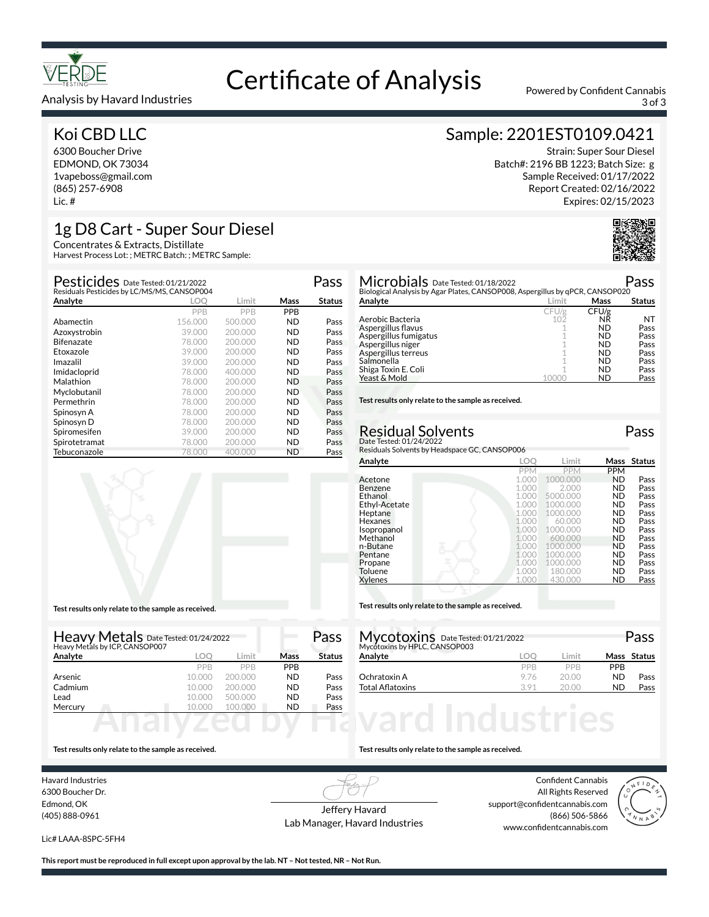Analysis by Havard Industries

# Certificate of Analysis

Powered by Confident Cannabis

## Koi CBD LLC

6300 Boucher Drive
EDMOND, OK 73034
1vapeboss@gmail.com
(865) 257-6908
Lic. #

## Sample: 2201EST0109.0421

Strain: Super Sour Diesel
Batch#: 2196 BB 1223; Batch Size: g
Sample Received: 01/17/2022
Report Created: 02/16/2022
Expires: 02/15/2023

## 1g D8 Cart - Super Sour Diesel

Concentrates & Extracts, Distillate
Harvest Process Lot: ; METRC Batch: ; METRC Sample:

### Pesticides — Pass

Date Tested: 01/21/2022
Residuals Pesticides by LC/MS/MS, CANSOP004

| Analyte | LOQ | Limit | Mass | Status |
|---|---|---|---|---|
| | PPB | PPB | PPB | |
| Abamectin | 156.000 | 500.000 | ND | Pass |
| Azoxystrobin | 39.000 | 200.000 | ND | Pass |
| Bifenazate | 78.000 | 200.000 | ND | Pass |
| Etoxazole | 39.000 | 200.000 | ND | Pass |
| Imazalil | 39.000 | 200.000 | ND | Pass |
| Imidacloprid | 78.000 | 400.000 | ND | Pass |
| Malathion | 78.000 | 200.000 | ND | Pass |
| Myclobutanil | 78.000 | 200.000 | ND | Pass |
| Permethrin | 78.000 | 200.000 | ND | Pass |
| Spinosyn A | 78.000 | 200.000 | ND | Pass |
| Spinosyn D | 78.000 | 200.000 | ND | Pass |
| Spiromesifen | 39.000 | 200.000 | ND | Pass |
| Spirotetramat | 78.000 | 200.000 | ND | Pass |
| Tebuconazole | 78.000 | 400.000 | ND | Pass |

**Test results only relate to the sample as received.**

### Microbials — Pass

Date Tested: 01/18/2022
Biological Analysis by Agar Plates, CANSOP008, Aspergillus by qPCR, CANSOP020

| Analyte | Limit | Mass | Status |
|---|---|---|---|
| | CFU/g | CFU/g | |
| Aerobic Bacteria | 102 | NR | NT |
| Aspergillus flavus | 1 | ND | Pass |
| Aspergillus fumigatus | 1 | ND | Pass |
| Aspergillus niger | 1 | ND | Pass |
| Aspergillus terreus | 1 | ND | Pass |
| Salmonella | 1 | ND | Pass |
| Shiga Toxin E. Coli | 1 | ND | Pass |
| Yeast & Mold | 10000 | ND | Pass |

**Test results only relate to the sample as received.**

### Residual Solvents — Pass

Date Tested: 01/24/2022
Residuals Solvents by Headspace GC, CANSOP006

| Analyte | LOQ | Limit | Mass | Status |
|---|---|---|---|---|
| | PPM | PPM | PPM | |
| Acetone | 1.000 | 1000.000 | ND | Pass |
| Benzene | 1.000 | 2.000 | ND | Pass |
| Ethanol | 1.000 | 5000.000 | ND | Pass |
| Ethyl-Acetate | 1.000 | 1000.000 | ND | Pass |
| Heptane | 1.000 | 1000.000 | ND | Pass |
| Hexanes | 1.000 | 60.000 | ND | Pass |
| Isopropanol | 1.000 | 1000.000 | ND | Pass |
| Methanol | 1.000 | 600.000 | ND | Pass |
| n-Butane | 1.000 | 1000.000 | ND | Pass |
| Pentane | 1.000 | 1000.000 | ND | Pass |
| Propane | 1.000 | 1000.000 | ND | Pass |
| Toluene | 1.000 | 180.000 | ND | Pass |
| Xylenes | 1.000 | 430.000 | ND | Pass |

**Test results only relate to the sample as received.**

### Heavy Metals — Pass

Date Tested: 01/24/2022
Heavy Metals by ICP, CANSOP007

| Analyte | LOQ | Limit | Mass | Status |
|---|---|---|---|---|
| | PPB | PPB | PPB | |
| Arsenic | 10.000 | 200.000 | ND | Pass |
| Cadmium | 10.000 | 200.000 | ND | Pass |
| Lead | 10.000 | 500.000 | ND | Pass |
| Mercury | 10.000 | 100.000 | ND | Pass |

**Test results only relate to the sample as received.**

### Mycotoxins — Pass

Date Tested: 01/21/2022
Mycotoxins by HPLC, CANSOP003

| Analyte | LOQ | Limit | Mass | Status |
|---|---|---|---|---|
| | PPB | PPB | PPB | |
| Ochratoxin A | 9.76 | 20.00 | ND | Pass |
| Total Aflatoxins | 3.91 | 20.00 | ND | Pass |

**Test results only relate to the sample as received.**

Havard Industries
6300 Boucher Dr.
Edmond, OK
(405) 888-0961

Lic# LAAA-8SPC-5FH4

Jeffery Havard
Lab Manager, Havard Industries

Confident Cannabis
All Rights Reserved
support@confidentcannabis.com
(866) 506-5866
www.confidentcannabis.com

**This report must be reproduced in full except upon approval by the lab. NT – Not tested, NR – Not Run.**